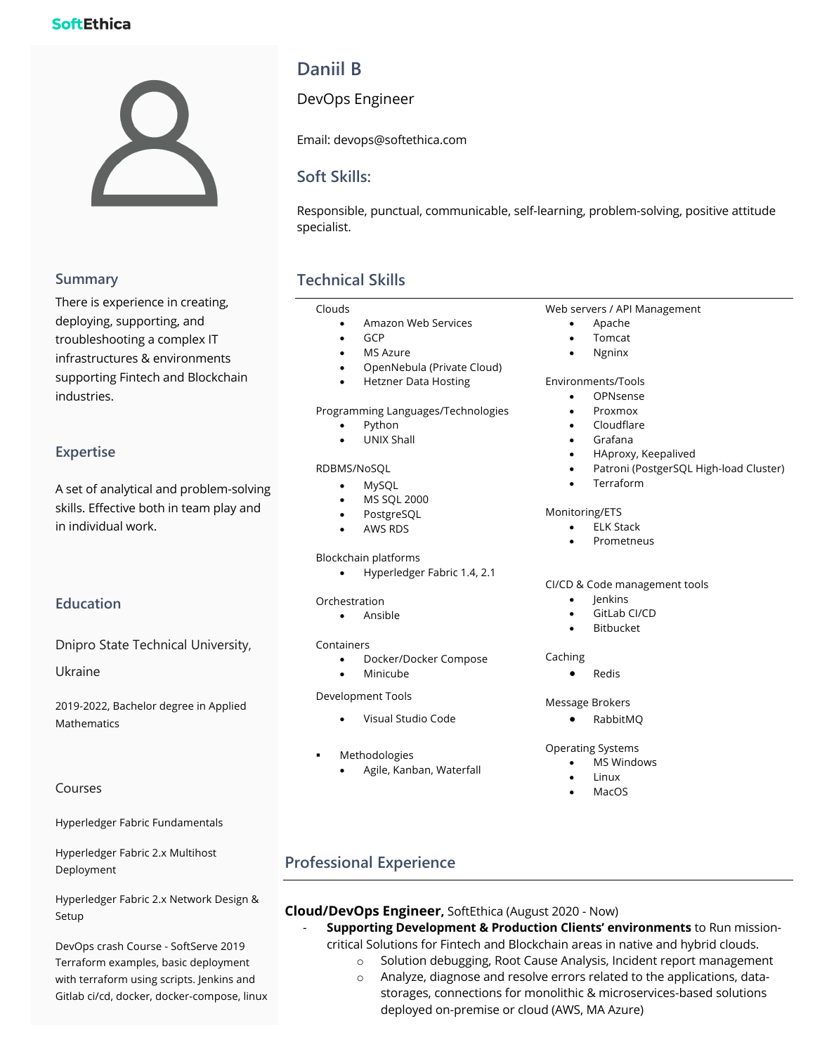SoftEthica

# Daniil B

DevOps Engineer

Email: devops@softethica.com

## Soft Skills:

Responsible, punctual, communicable, self-learning, problem-solving, positive attitude specialist.

## Summary

There is experience in creating, deploying, supporting, and troubleshooting a complex IT infrastructures & environments supporting Fintech and Blockchain industries.

## Expertise

A set of analytical and problem-solving skills. Effective both in team play and in individual work.

## Education

Dnipro State Technical University, Ukraine

2019-2022, Bachelor degree in Applied Mathematics

### Courses

Hyperledger Fabric Fundamentals

Hyperledger Fabric 2.x Multihost Deployment

Hyperledger Fabric 2.x Network Design & Setup

DevOps crash Course - SoftServe 2019
Terraform examples, basic deployment with terraform using scripts. Jenkins and Gitlab ci/cd, docker, docker-compose, linux

## Technical Skills

Clouds
- Amazon Web Services
- GCP
- MS Azure
- OpenNebula (Private Cloud)
- Hetzner Data Hosting

Programming Languages/Technologies
- Python
- UNIX Shall

RDBMS/NoSQL
- MySQL
- MS SQL 2000
- PostgreSQL
- AWS RDS

Blockchain platforms
- Hyperledger Fabric 1.4, 2.1

Orchestration
- Ansible

Containers
- Docker/Docker Compose
- Minicube

Development Tools
- Visual Studio Code

Methodologies
- Agile, Kanban, Waterfall

Web servers / API Management
- Apache
- Tomcat
- Ngninx

Environments/Tools
- OPNsense
- Proxmox
- Cloudflare
- Grafana
- HAproxy, Keepalived
- Patroni (PostgerSQL High-load Cluster)
- Terraform

Monitoring/ETS
- ELK Stack
- Prometneus

CI/CD & Code management tools
- Jenkins
- GitLab CI/CD
- Bitbucket

Caching
- Redis

Message Brokers
- RabbitMQ

Operating Systems
- MS Windows
- Linux
- MacOS

## Professional Experience

**Cloud/DevOps Engineer,** SoftEthica (August 2020 - Now)

- **Supporting Development & Production Clients' environments** to Run mission-critical Solutions for Fintech and Blockchain areas in native and hybrid clouds.
  - Solution debugging, Root Cause Analysis, Incident report management
  - Analyze, diagnose and resolve errors related to the applications, data-storages, connections for monolithic & microservices-based solutions deployed on-premise or cloud (AWS, MA Azure)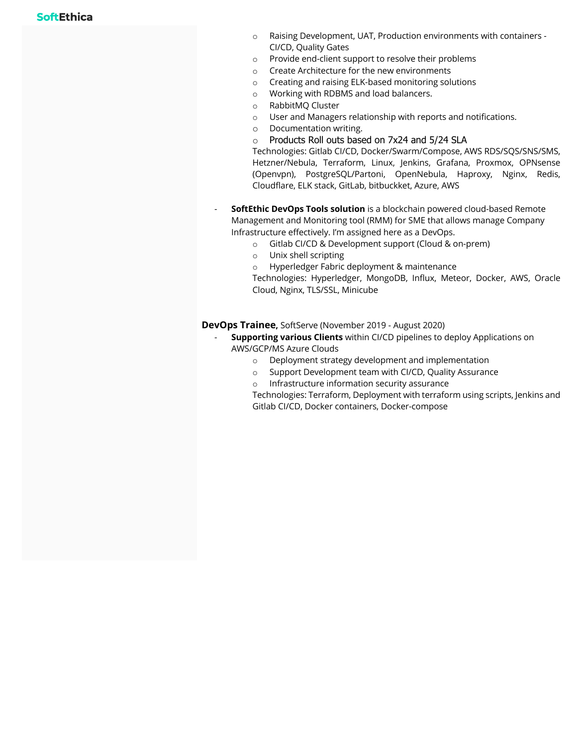- Raising Development, UAT, Production environments with containers - CI/CD, Quality Gates
- Provide end-client support to resolve their problems
- Create Architecture for the new environments
- Creating and raising ELK-based monitoring solutions
- Working with RDBMS and load balancers.
- RabbitMQ Cluster
- User and Managers relationship with reports and notifications.
- Documentation writing.
- Products Roll outs based on 7x24 and 5/24 SLA

Technologies: Gitlab CI/CD, Docker/Swarm/Compose, AWS RDS/SQS/SNS/SMS, Hetzner/Nebula, Terraform, Linux, Jenkins, Grafana, Proxmox, OPNsense (Openvpn), PostgreSQL/Partoni, OpenNebula, Haproxy, Nginx, Redis, Cloudflare, ELK stack, GitLab, bitbuckket, Azure, AWS

- **SoftEthic DevOps Tools solution** is a blockchain powered cloud-based Remote Management and Monitoring tool (RMM) for SME that allows manage Company Infrastructure effectively. I'm assigned here as a DevOps.
  - Gitlab CI/CD & Development support (Cloud & on-prem)
  - Unix shell scripting
  - Hyperledger Fabric deployment & maintenance

  Technologies: Hyperledger, MongoDB, Influx, Meteor, Docker, AWS, Oracle Cloud, Nginx, TLS/SSL, Minicube

**DevOps Trainee,** SoftServe (November 2019 - August 2020)

- **Supporting various Clients** within CI/CD pipelines to deploy Applications on AWS/GCP/MS Azure Clouds
  - Deployment strategy development and implementation
  - Support Development team with CI/CD, Quality Assurance
  - Infrastructure information security assurance

  Technologies: Terraform, Deployment with terraform using scripts, Jenkins and Gitlab CI/CD, Docker containers, Docker-compose